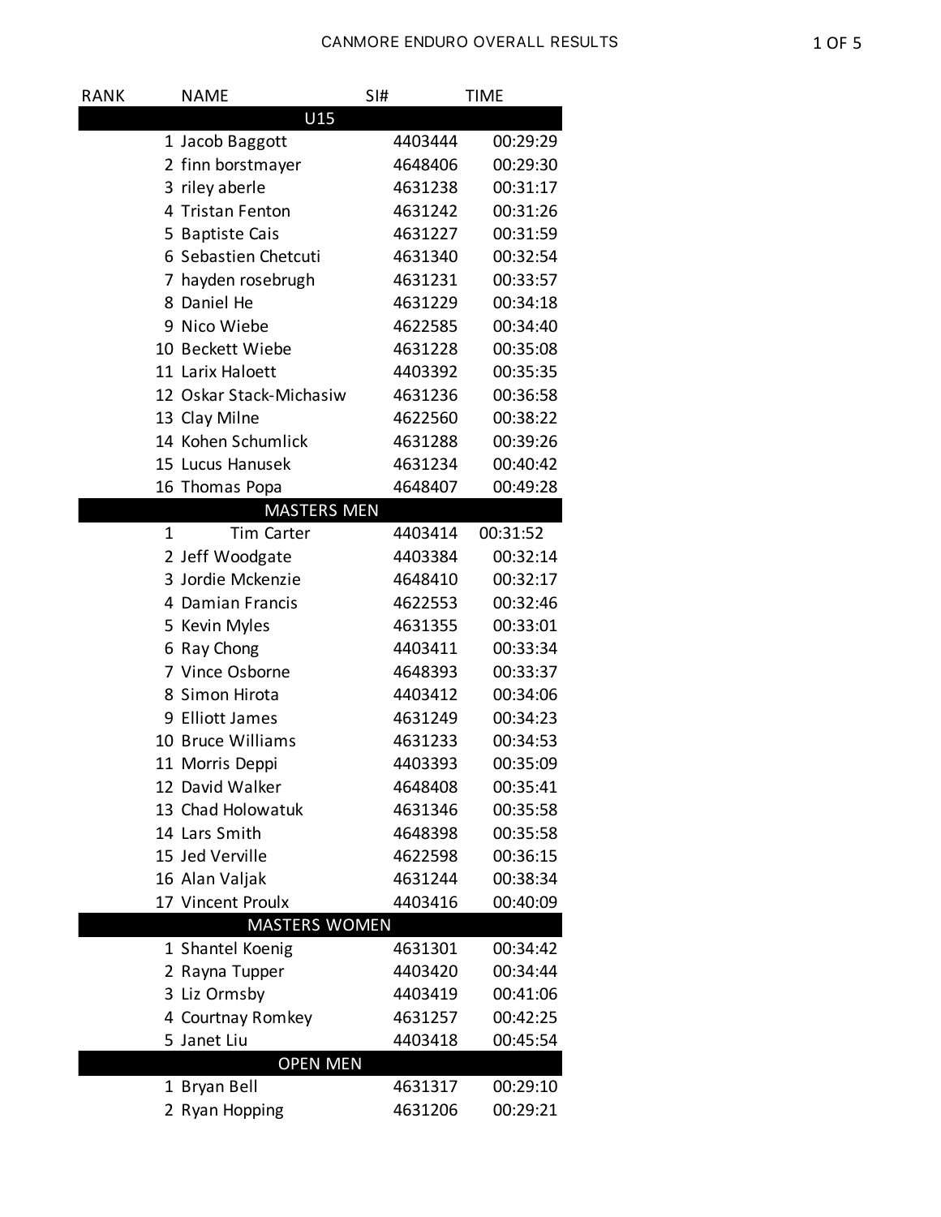# CANMORE ENDURO OVERALL RESULTS

| RANK | NAME | SI# | TIME |
|---|---|---|---|
| **U15** | | | |
| 1 | Jacob Baggott | 4403444 | 00:29:29 |
| 2 | finn borstmayer | 4648406 | 00:29:30 |
| 3 | riley aberle | 4631238 | 00:31:17 |
| 4 | Tristan Fenton | 4631242 | 00:31:26 |
| 5 | Baptiste Cais | 4631227 | 00:31:59 |
| 6 | Sebastien Chetcuti | 4631340 | 00:32:54 |
| 7 | hayden rosebrugh | 4631231 | 00:33:57 |
| 8 | Daniel He | 4631229 | 00:34:18 |
| 9 | Nico Wiebe | 4622585 | 00:34:40 |
| 10 | Beckett Wiebe | 4631228 | 00:35:08 |
| 11 | Larix Haloett | 4403392 | 00:35:35 |
| 12 | Oskar Stack-Michasiw | 4631236 | 00:36:58 |
| 13 | Clay Milne | 4622560 | 00:38:22 |
| 14 | Kohen Schumlick | 4631288 | 00:39:26 |
| 15 | Lucus Hanusek | 4631234 | 00:40:42 |
| 16 | Thomas Popa | 4648407 | 00:49:28 |
| **MASTERS MEN** | | | |
| 1 | Tim Carter | 4403414 | 00:31:52 |
| 2 | Jeff Woodgate | 4403384 | 00:32:14 |
| 3 | Jordie Mckenzie | 4648410 | 00:32:17 |
| 4 | Damian Francis | 4622553 | 00:32:46 |
| 5 | Kevin Myles | 4631355 | 00:33:01 |
| 6 | Ray Chong | 4403411 | 00:33:34 |
| 7 | Vince Osborne | 4648393 | 00:33:37 |
| 8 | Simon Hirota | 4403412 | 00:34:06 |
| 9 | Elliott James | 4631249 | 00:34:23 |
| 10 | Bruce Williams | 4631233 | 00:34:53 |
| 11 | Morris Deppi | 4403393 | 00:35:09 |
| 12 | David Walker | 4648408 | 00:35:41 |
| 13 | Chad Holowatuk | 4631346 | 00:35:58 |
| 14 | Lars Smith | 4648398 | 00:35:58 |
| 15 | Jed Verville | 4622598 | 00:36:15 |
| 16 | Alan Valjak | 4631244 | 00:38:34 |
| 17 | Vincent Proulx | 4403416 | 00:40:09 |
| **MASTERS WOMEN** | | | |
| 1 | Shantel Koenig | 4631301 | 00:34:42 |
| 2 | Rayna Tupper | 4403420 | 00:34:44 |
| 3 | Liz Ormsby | 4403419 | 00:41:06 |
| 4 | Courtnay Romkey | 4631257 | 00:42:25 |
| 5 | Janet Liu | 4403418 | 00:45:54 |
| **OPEN MEN** | | | |
| 1 | Bryan Bell | 4631317 | 00:29:10 |
| 2 | Ryan Hopping | 4631206 | 00:29:21 |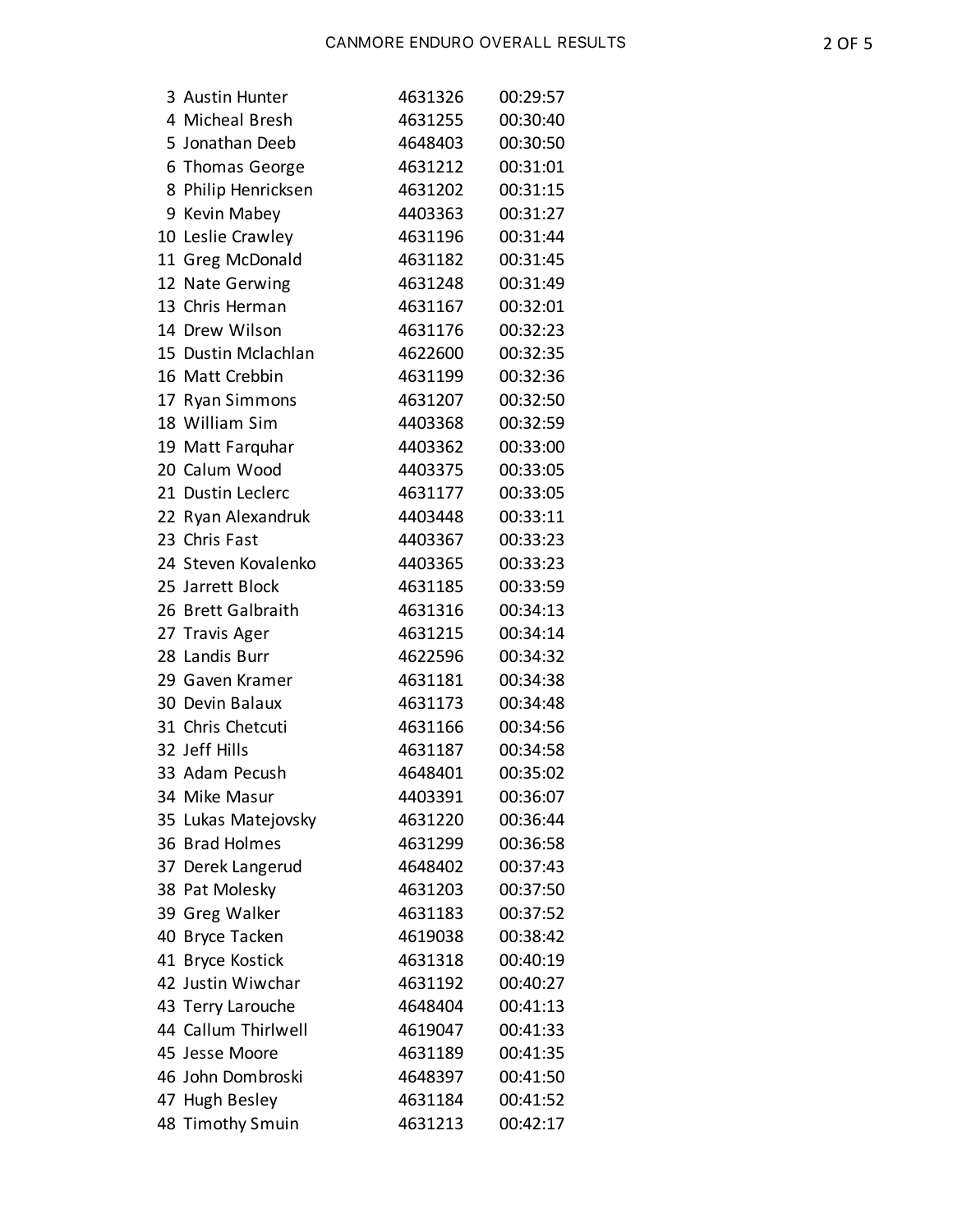| | | | |
|---|---|---|---|
| 3 | Austin Hunter | 4631326 | 00:29:57 |
| 4 | Micheal Bresh | 4631255 | 00:30:40 |
| 5 | Jonathan Deeb | 4648403 | 00:30:50 |
| 6 | Thomas George | 4631212 | 00:31:01 |
| 8 | Philip Henricksen | 4631202 | 00:31:15 |
| 9 | Kevin Mabey | 4403363 | 00:31:27 |
| 10 | Leslie Crawley | 4631196 | 00:31:44 |
| 11 | Greg McDonald | 4631182 | 00:31:45 |
| 12 | Nate Gerwing | 4631248 | 00:31:49 |
| 13 | Chris Herman | 4631167 | 00:32:01 |
| 14 | Drew Wilson | 4631176 | 00:32:23 |
| 15 | Dustin Mclachlan | 4622600 | 00:32:35 |
| 16 | Matt Crebbin | 4631199 | 00:32:36 |
| 17 | Ryan Simmons | 4631207 | 00:32:50 |
| 18 | William Sim | 4403368 | 00:32:59 |
| 19 | Matt Farquhar | 4403362 | 00:33:00 |
| 20 | Calum Wood | 4403375 | 00:33:05 |
| 21 | Dustin Leclerc | 4631177 | 00:33:05 |
| 22 | Ryan Alexandruk | 4403448 | 00:33:11 |
| 23 | Chris Fast | 4403367 | 00:33:23 |
| 24 | Steven Kovalenko | 4403365 | 00:33:23 |
| 25 | Jarrett Block | 4631185 | 00:33:59 |
| 26 | Brett Galbraith | 4631316 | 00:34:13 |
| 27 | Travis Ager | 4631215 | 00:34:14 |
| 28 | Landis Burr | 4622596 | 00:34:32 |
| 29 | Gaven Kramer | 4631181 | 00:34:38 |
| 30 | Devin Balaux | 4631173 | 00:34:48 |
| 31 | Chris Chetcuti | 4631166 | 00:34:56 |
| 32 | Jeff Hills | 4631187 | 00:34:58 |
| 33 | Adam Pecush | 4648401 | 00:35:02 |
| 34 | Mike Masur | 4403391 | 00:36:07 |
| 35 | Lukas Matejovsky | 4631220 | 00:36:44 |
| 36 | Brad Holmes | 4631299 | 00:36:58 |
| 37 | Derek Langerud | 4648402 | 00:37:43 |
| 38 | Pat Molesky | 4631203 | 00:37:50 |
| 39 | Greg Walker | 4631183 | 00:37:52 |
| 40 | Bryce Tacken | 4619038 | 00:38:42 |
| 41 | Bryce Kostick | 4631318 | 00:40:19 |
| 42 | Justin Wiwchar | 4631192 | 00:40:27 |
| 43 | Terry Larouche | 4648404 | 00:41:13 |
| 44 | Callum Thirlwell | 4619047 | 00:41:33 |
| 45 | Jesse Moore | 4631189 | 00:41:35 |
| 46 | John Dombroski | 4648397 | 00:41:50 |
| 47 | Hugh Besley | 4631184 | 00:41:52 |
| 48 | Timothy Smuin | 4631213 | 00:42:17 |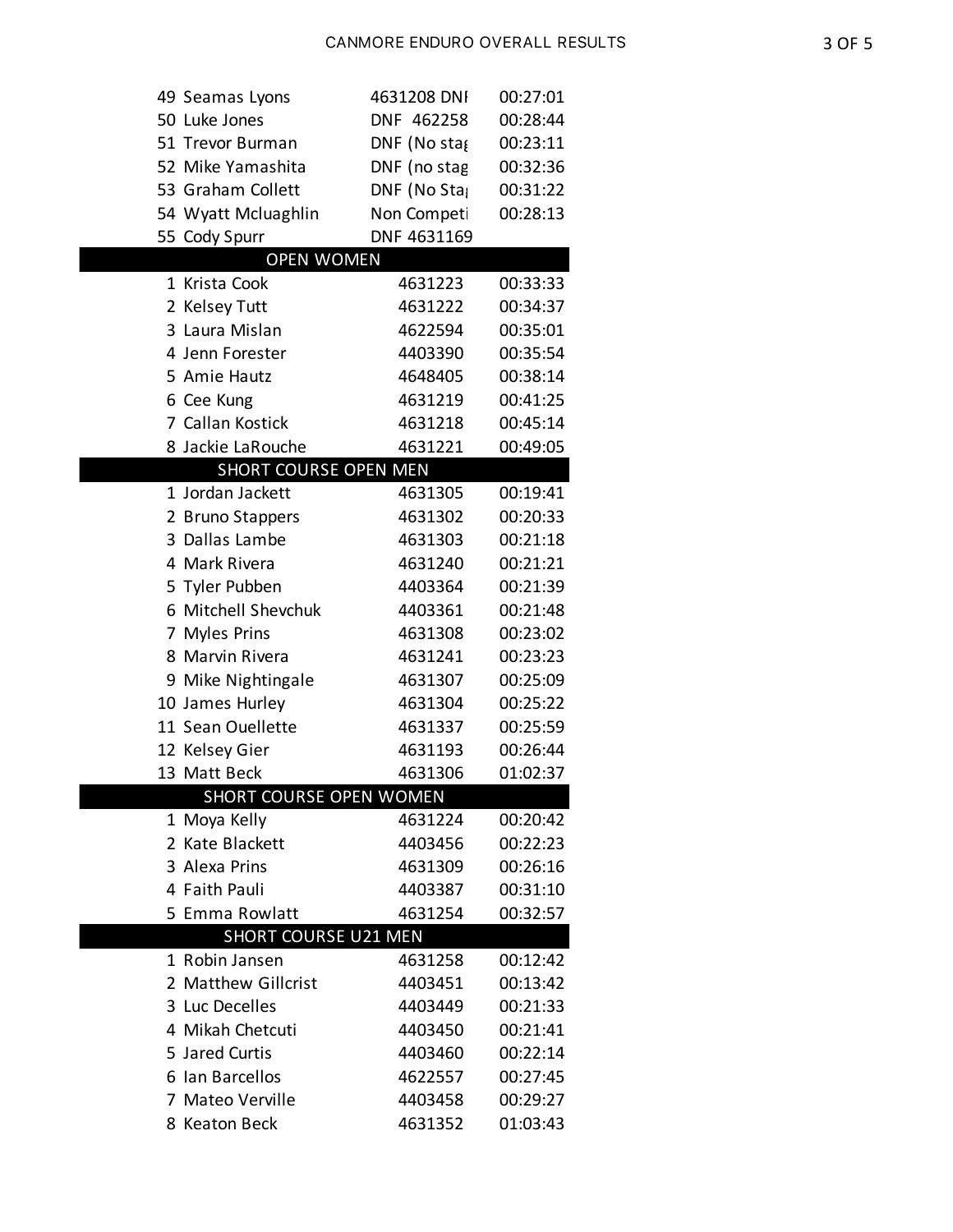| | | |
|---|---|---|
| 49 Seamas Lyons | 4631208 DNI | 00:27:01 |
| 50 Luke Jones | DNF 462258 | 00:28:44 |
| 51 Trevor Burman | DNF (No stag | 00:23:11 |
| 52 Mike Yamashita | DNF (no stag | 00:32:36 |
| 53 Graham Collett | DNF (No Sta | 00:31:22 |
| 54 Wyatt Mcluaghlin | Non Competi | 00:28:13 |
| 55 Cody Spurr | DNF 4631169 | |

## OPEN WOMEN

| | | |
|---|---|---|
| 1 Krista Cook | 4631223 | 00:33:33 |
| 2 Kelsey Tutt | 4631222 | 00:34:37 |
| 3 Laura Mislan | 4622594 | 00:35:01 |
| 4 Jenn Forester | 4403390 | 00:35:54 |
| 5 Amie Hautz | 4648405 | 00:38:14 |
| 6 Cee Kung | 4631219 | 00:41:25 |
| 7 Callan Kostick | 4631218 | 00:45:14 |
| 8 Jackie LaRouche | 4631221 | 00:49:05 |

## SHORT COURSE OPEN MEN

| | | |
|---|---|---|
| 1 Jordan Jackett | 4631305 | 00:19:41 |
| 2 Bruno Stappers | 4631302 | 00:20:33 |
| 3 Dallas Lambe | 4631303 | 00:21:18 |
| 4 Mark Rivera | 4631240 | 00:21:21 |
| 5 Tyler Pubben | 4403364 | 00:21:39 |
| 6 Mitchell Shevchuk | 4403361 | 00:21:48 |
| 7 Myles Prins | 4631308 | 00:23:02 |
| 8 Marvin Rivera | 4631241 | 00:23:23 |
| 9 Mike Nightingale | 4631307 | 00:25:09 |
| 10 James Hurley | 4631304 | 00:25:22 |
| 11 Sean Ouellette | 4631337 | 00:25:59 |
| 12 Kelsey Gier | 4631193 | 00:26:44 |
| 13 Matt Beck | 4631306 | 01:02:37 |

## SHORT COURSE OPEN WOMEN

| | | |
|---|---|---|
| 1 Moya Kelly | 4631224 | 00:20:42 |
| 2 Kate Blackett | 4403456 | 00:22:23 |
| 3 Alexa Prins | 4631309 | 00:26:16 |
| 4 Faith Pauli | 4403387 | 00:31:10 |
| 5 Emma Rowlatt | 4631254 | 00:32:57 |

## SHORT COURSE U21 MEN

| | | |
|---|---|---|
| 1 Robin Jansen | 4631258 | 00:12:42 |
| 2 Matthew Gillcrist | 4403451 | 00:13:42 |
| 3 Luc Decelles | 4403449 | 00:21:33 |
| 4 Mikah Chetcuti | 4403450 | 00:21:41 |
| 5 Jared Curtis | 4403460 | 00:22:14 |
| 6 Ian Barcellos | 4622557 | 00:27:45 |
| 7 Mateo Verville | 4403458 | 00:29:27 |
| 8 Keaton Beck | 4631352 | 01:03:43 |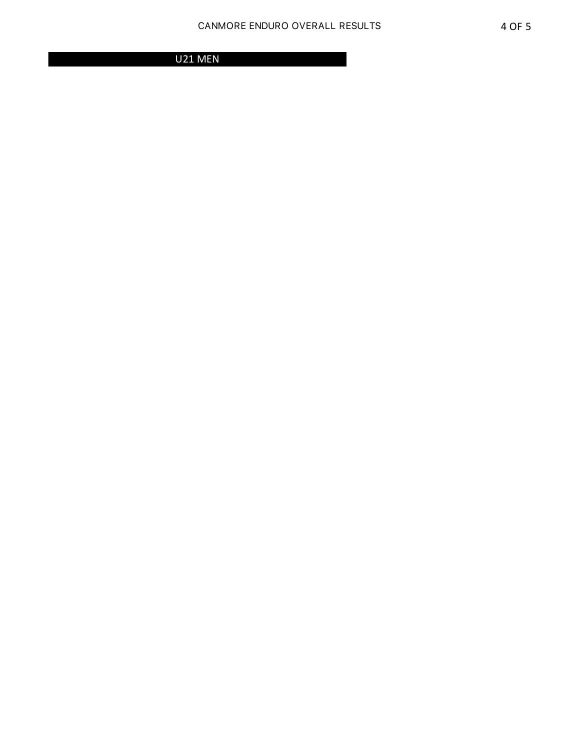## U21 MEN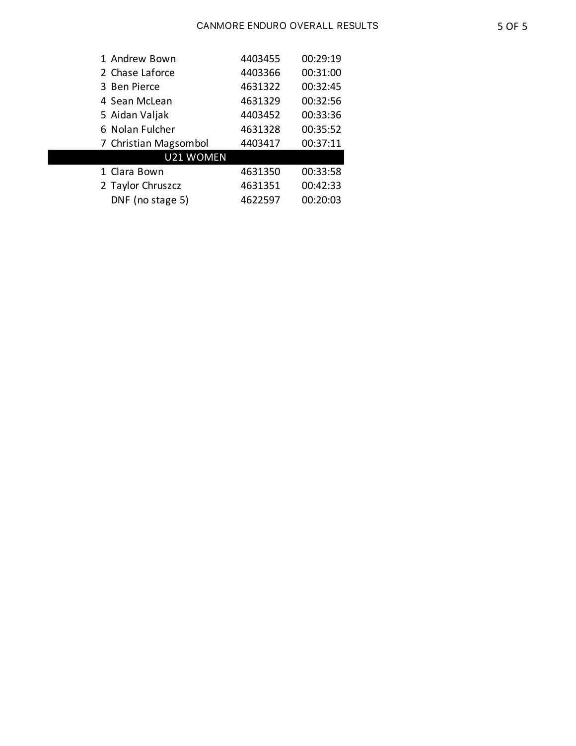| | | | |
|---|---|---|---|
| 1 | Andrew Bown | 4403455 | 00:29:19 |
| 2 | Chase Laforce | 4403366 | 00:31:00 |
| 3 | Ben Pierce | 4631322 | 00:32:45 |
| 4 | Sean McLean | 4631329 | 00:32:56 |
| 5 | Aidan Valjak | 4403452 | 00:33:36 |
| 6 | Nolan Fulcher | 4631328 | 00:35:52 |
| 7 | Christian Magsombol | 4403417 | 00:37:11 |
| | **U21 WOMEN** | | |
| 1 | Clara Bown | 4631350 | 00:33:58 |
| 2 | Taylor Chruszcz | 4631351 | 00:42:33 |
| | DNF (no stage 5) | 4622597 | 00:20:03 |